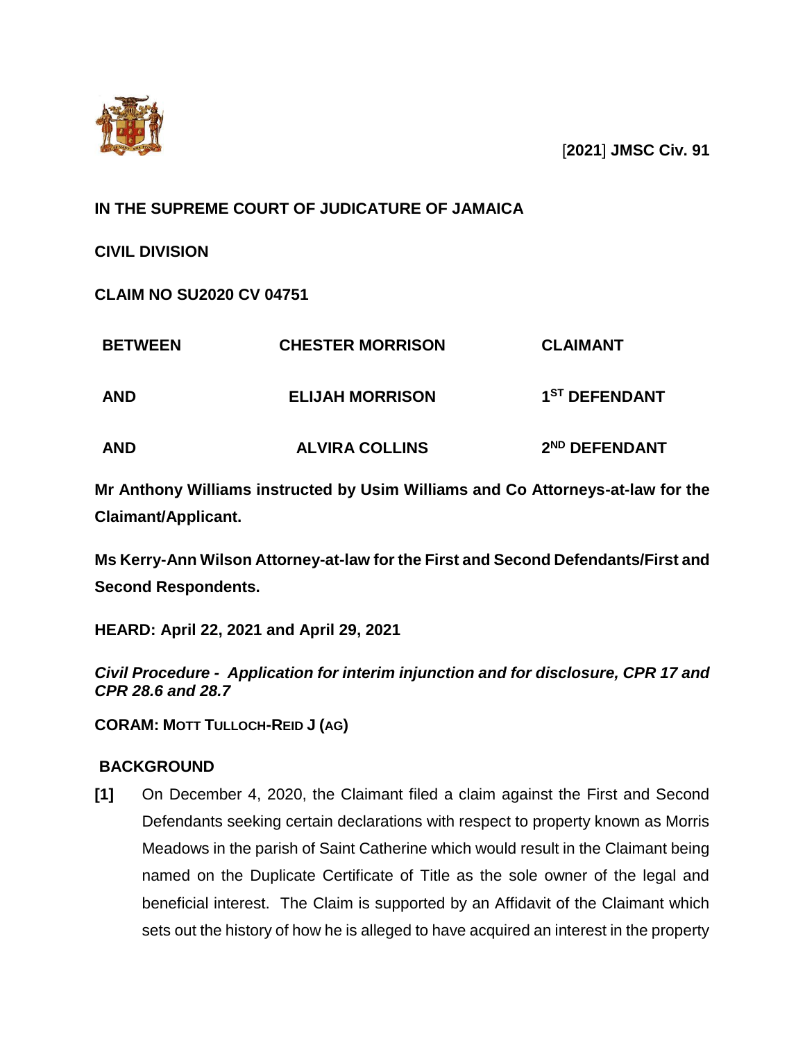[**2021**] **JMSC Civ. 91**

**IN THE SUPREME COURT OF JUDICATURE OF JAMAICA**

**CIVIL DIVISION**

**CLAIM NO SU2020 CV 04751**

| | | |
|---|---|---|
| **BETWEEN** | **CHESTER MORRISON** | **CLAIMANT** |
| **AND** | **ELIJAH MORRISON** | **1ST DEFENDANT** |
| **AND** | **ALVIRA COLLINS** | **2ND DEFENDANT** |

**Mr Anthony Williams instructed by Usim Williams and Co Attorneys-at-law for the Claimant/Applicant.**

**Ms Kerry-Ann Wilson Attorney-at-law for the First and Second Defendants/First and Second Respondents.**

**HEARD: April 22, 2021 and April 29, 2021**

***Civil Procedure - Application for interim injunction and for disclosure, CPR 17 and CPR 28.6 and 28.7***

**CORAM: MOTT TULLOCH-REID J (AG)**

## BACKGROUND

**[1]** On December 4, 2020, the Claimant filed a claim against the First and Second Defendants seeking certain declarations with respect to property known as Morris Meadows in the parish of Saint Catherine which would result in the Claimant being named on the Duplicate Certificate of Title as the sole owner of the legal and beneficial interest. The Claim is supported by an Affidavit of the Claimant which sets out the history of how he is alleged to have acquired an interest in the property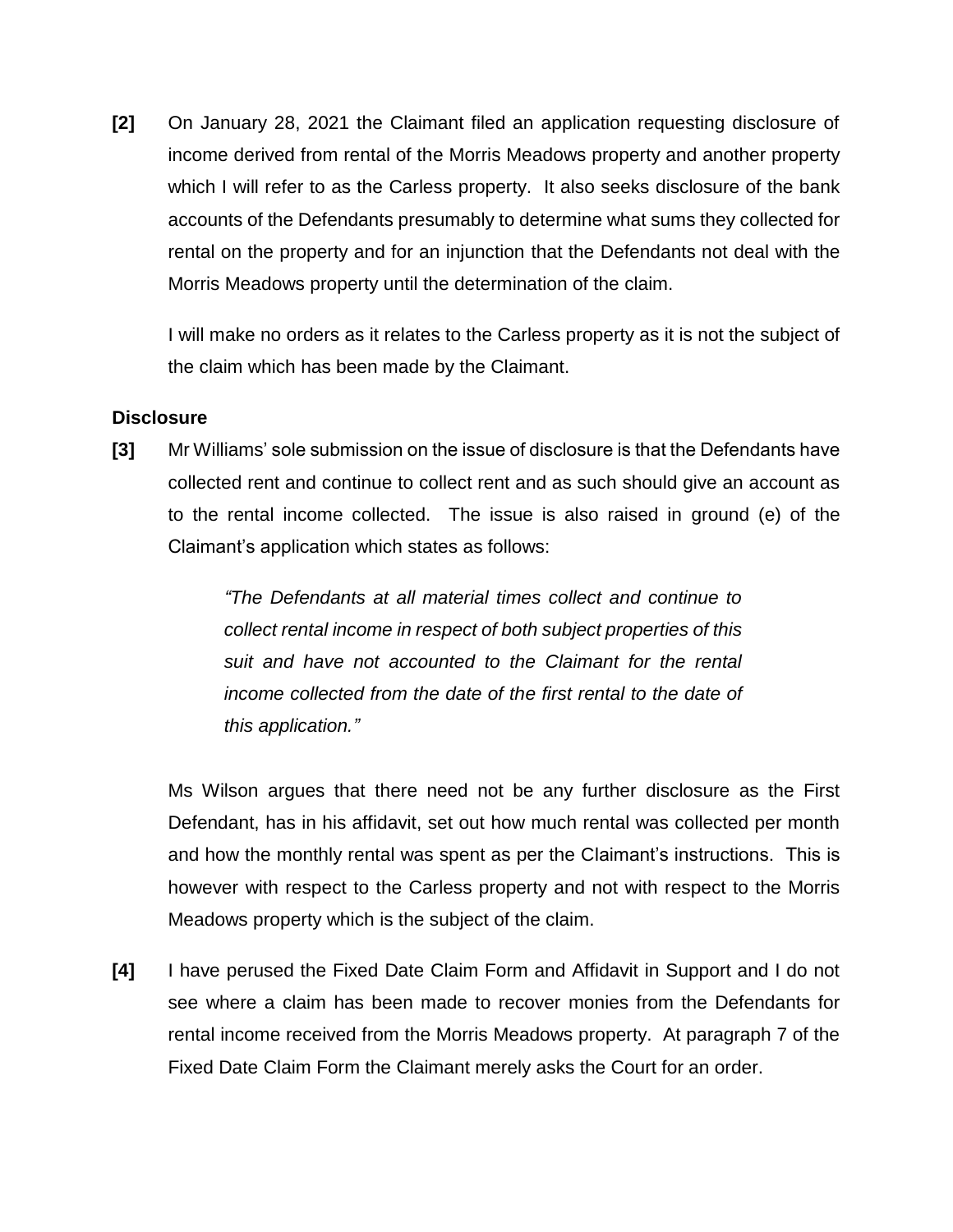**[2]** On January 28, 2021 the Claimant filed an application requesting disclosure of income derived from rental of the Morris Meadows property and another property which I will refer to as the Carless property. It also seeks disclosure of the bank accounts of the Defendants presumably to determine what sums they collected for rental on the property and for an injunction that the Defendants not deal with the Morris Meadows property until the determination of the claim.

I will make no orders as it relates to the Carless property as it is not the subject of the claim which has been made by the Claimant.

**Disclosure**

**[3]** Mr Williams' sole submission on the issue of disclosure is that the Defendants have collected rent and continue to collect rent and as such should give an account as to the rental income collected. The issue is also raised in ground (e) of the Claimant's application which states as follows:

> *"The Defendants at all material times collect and continue to collect rental income in respect of both subject properties of this suit and have not accounted to the Claimant for the rental income collected from the date of the first rental to the date of this application."*

Ms Wilson argues that there need not be any further disclosure as the First Defendant, has in his affidavit, set out how much rental was collected per month and how the monthly rental was spent as per the Claimant's instructions. This is however with respect to the Carless property and not with respect to the Morris Meadows property which is the subject of the claim.

**[4]** I have perused the Fixed Date Claim Form and Affidavit in Support and I do not see where a claim has been made to recover monies from the Defendants for rental income received from the Morris Meadows property. At paragraph 7 of the Fixed Date Claim Form the Claimant merely asks the Court for an order.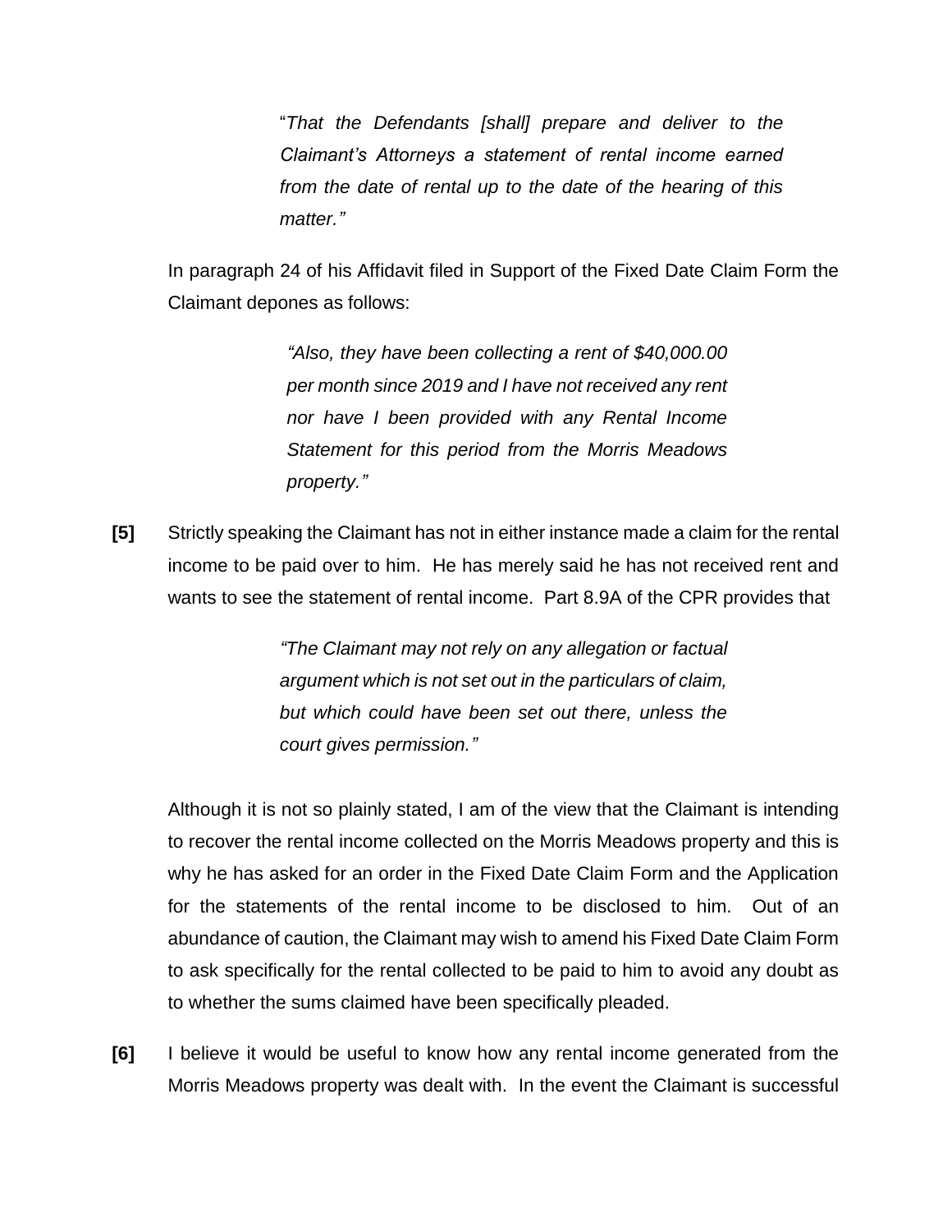> "*That the Defendants [shall] prepare and deliver to the Claimant's Attorneys a statement of rental income earned from the date of rental up to the date of the hearing of this matter.*"

In paragraph 24 of his Affidavit filed in Support of the Fixed Date Claim Form the Claimant depones as follows:

> *"Also, they have been collecting a rent of $40,000.00 per month since 2019 and I have not received any rent nor have I been provided with any Rental Income Statement for this period from the Morris Meadows property."*

**[5]** Strictly speaking the Claimant has not in either instance made a claim for the rental income to be paid over to him. He has merely said he has not received rent and wants to see the statement of rental income. Part 8.9A of the CPR provides that

> *"The Claimant may not rely on any allegation or factual argument which is not set out in the particulars of claim, but which could have been set out there, unless the court gives permission."*

Although it is not so plainly stated, I am of the view that the Claimant is intending to recover the rental income collected on the Morris Meadows property and this is why he has asked for an order in the Fixed Date Claim Form and the Application for the statements of the rental income to be disclosed to him. Out of an abundance of caution, the Claimant may wish to amend his Fixed Date Claim Form to ask specifically for the rental collected to be paid to him to avoid any doubt as to whether the sums claimed have been specifically pleaded.

**[6]** I believe it would be useful to know how any rental income generated from the Morris Meadows property was dealt with. In the event the Claimant is successful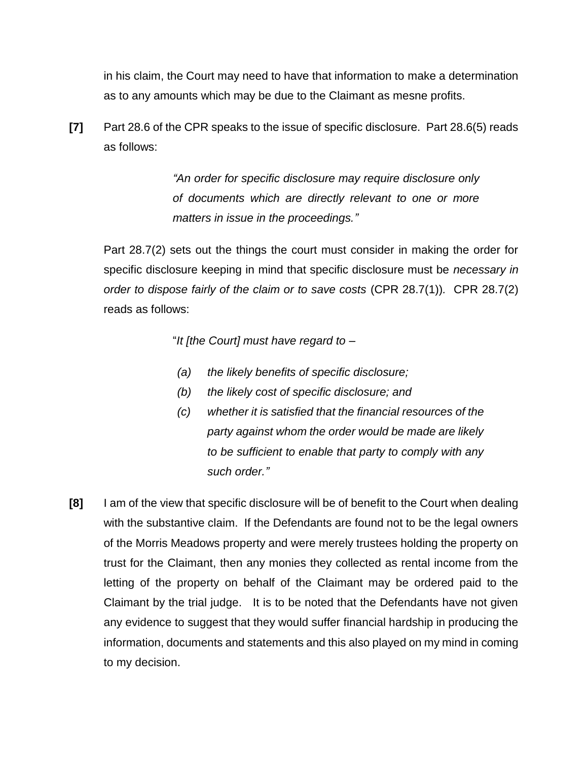in his claim, the Court may need to have that information to make a determination as to any amounts which may be due to the Claimant as mesne profits.

**[7]** Part 28.6 of the CPR speaks to the issue of specific disclosure. Part 28.6(5) reads as follows:

> *"An order for specific disclosure may require disclosure only of documents which are directly relevant to one or more matters in issue in the proceedings."*

Part 28.7(2) sets out the things the court must consider in making the order for specific disclosure keeping in mind that specific disclosure must be *necessary in order to dispose fairly of the claim or to save costs* (CPR 28.7(1)). CPR 28.7(2) reads as follows:

> "*It [the Court] must have regard to –*
>
> *(a) the likely benefits of specific disclosure;*
>
> *(b) the likely cost of specific disclosure; and*
>
> *(c) whether it is satisfied that the financial resources of the party against whom the order would be made are likely to be sufficient to enable that party to comply with any such order."*

**[8]** I am of the view that specific disclosure will be of benefit to the Court when dealing with the substantive claim. If the Defendants are found not to be the legal owners of the Morris Meadows property and were merely trustees holding the property on trust for the Claimant, then any monies they collected as rental income from the letting of the property on behalf of the Claimant may be ordered paid to the Claimant by the trial judge. It is to be noted that the Defendants have not given any evidence to suggest that they would suffer financial hardship in producing the information, documents and statements and this also played on my mind in coming to my decision.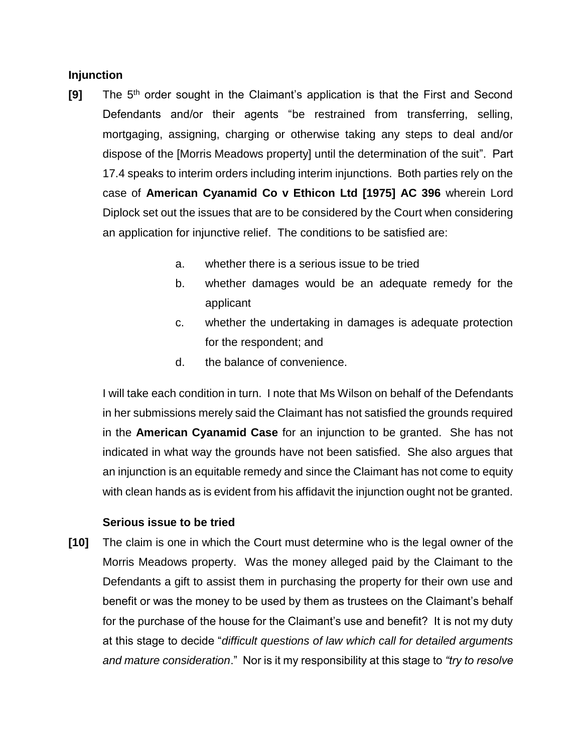**Injunction**

**[9]** The 5th order sought in the Claimant's application is that the First and Second Defendants and/or their agents "be restrained from transferring, selling, mortgaging, assigning, charging or otherwise taking any steps to deal and/or dispose of the [Morris Meadows property] until the determination of the suit". Part 17.4 speaks to interim orders including interim injunctions. Both parties rely on the case of **American Cyanamid Co v Ethicon Ltd [1975] AC 396** wherein Lord Diplock set out the issues that are to be considered by the Court when considering an application for injunctive relief. The conditions to be satisfied are:

a. whether there is a serious issue to be tried

b. whether damages would be an adequate remedy for the applicant

c. whether the undertaking in damages is adequate protection for the respondent; and

d. the balance of convenience.

I will take each condition in turn. I note that Ms Wilson on behalf of the Defendants in her submissions merely said the Claimant has not satisfied the grounds required in the **American Cyanamid Case** for an injunction to be granted. She has not indicated in what way the grounds have not been satisfied. She also argues that an injunction is an equitable remedy and since the Claimant has not come to equity with clean hands as is evident from his affidavit the injunction ought not be granted.

**Serious issue to be tried**

**[10]** The claim is one in which the Court must determine who is the legal owner of the Morris Meadows property. Was the money alleged paid by the Claimant to the Defendants a gift to assist them in purchasing the property for their own use and benefit or was the money to be used by them as trustees on the Claimant's behalf for the purchase of the house for the Claimant's use and benefit? It is not my duty at this stage to decide "*difficult questions of law which call for detailed arguments and mature consideration*." Nor is it my responsibility at this stage to *"try to resolve*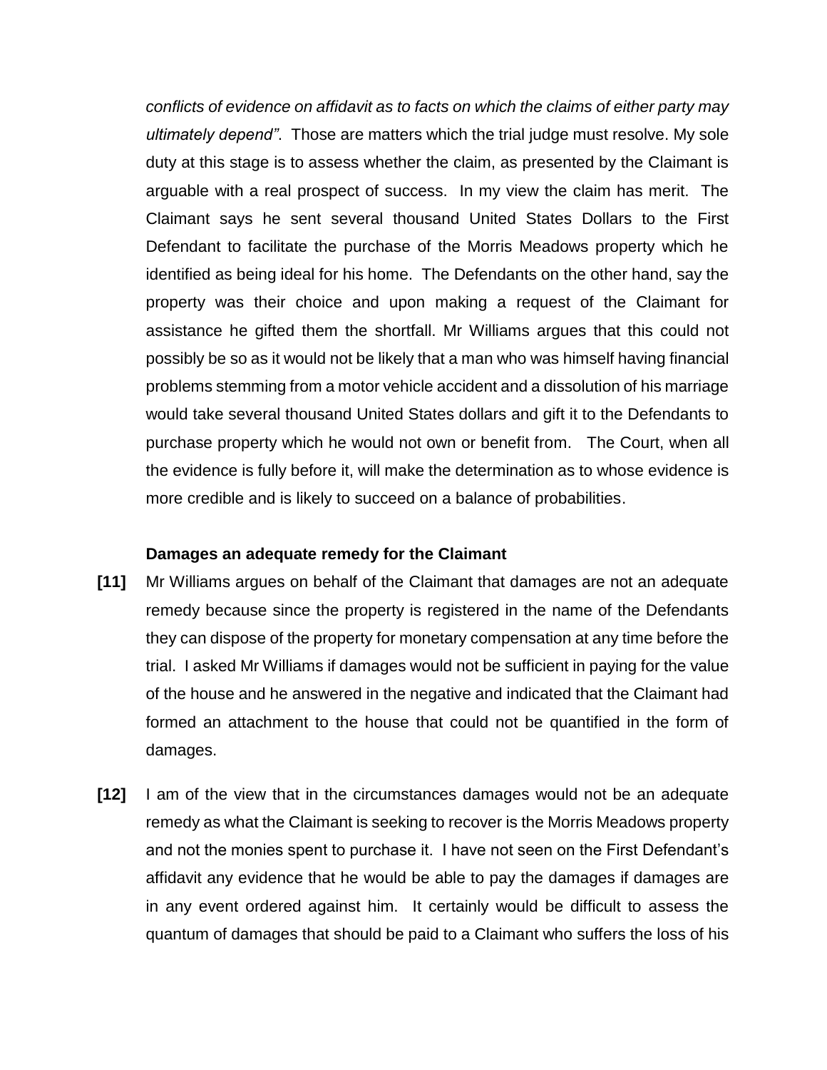*conflicts of evidence on affidavit as to facts on which the claims of either party may ultimately depend"*. Those are matters which the trial judge must resolve. My sole duty at this stage is to assess whether the claim, as presented by the Claimant is arguable with a real prospect of success. In my view the claim has merit. The Claimant says he sent several thousand United States Dollars to the First Defendant to facilitate the purchase of the Morris Meadows property which he identified as being ideal for his home. The Defendants on the other hand, say the property was their choice and upon making a request of the Claimant for assistance he gifted them the shortfall. Mr Williams argues that this could not possibly be so as it would not be likely that a man who was himself having financial problems stemming from a motor vehicle accident and a dissolution of his marriage would take several thousand United States dollars and gift it to the Defendants to purchase property which he would not own or benefit from. The Court, when all the evidence is fully before it, will make the determination as to whose evidence is more credible and is likely to succeed on a balance of probabilities.

**Damages an adequate remedy for the Claimant**

**[11]** Mr Williams argues on behalf of the Claimant that damages are not an adequate remedy because since the property is registered in the name of the Defendants they can dispose of the property for monetary compensation at any time before the trial. I asked Mr Williams if damages would not be sufficient in paying for the value of the house and he answered in the negative and indicated that the Claimant had formed an attachment to the house that could not be quantified in the form of damages.

**[12]** I am of the view that in the circumstances damages would not be an adequate remedy as what the Claimant is seeking to recover is the Morris Meadows property and not the monies spent to purchase it. I have not seen on the First Defendant's affidavit any evidence that he would be able to pay the damages if damages are in any event ordered against him. It certainly would be difficult to assess the quantum of damages that should be paid to a Claimant who suffers the loss of his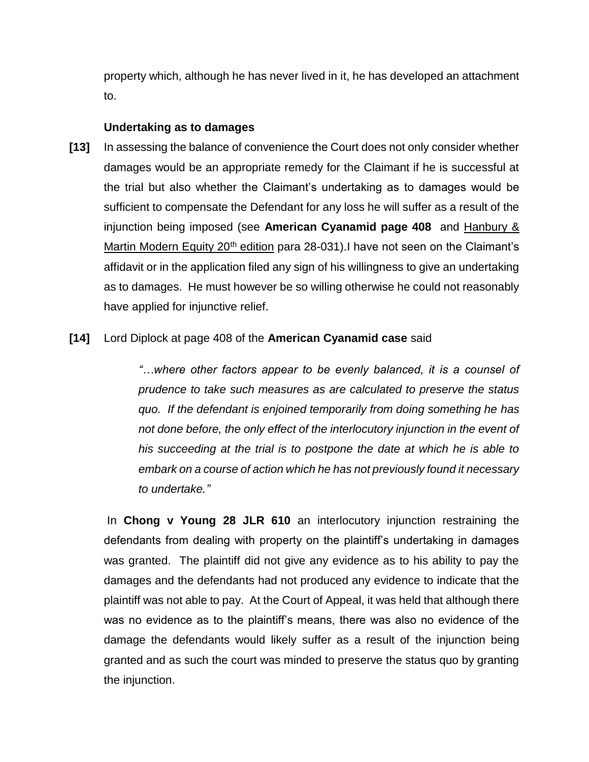property which, although he has never lived in it, he has developed an attachment to.

**Undertaking as to damages**

**[13]** In assessing the balance of convenience the Court does not only consider whether damages would be an appropriate remedy for the Claimant if he is successful at the trial but also whether the Claimant's undertaking as to damages would be sufficient to compensate the Defendant for any loss he will suffer as a result of the injunction being imposed (see **American Cyanamid page 408** and Hanbury & Martin Modern Equity 20th edition para 28-031).I have not seen on the Claimant's affidavit or in the application filed any sign of his willingness to give an undertaking as to damages. He must however be so willing otherwise he could not reasonably have applied for injunctive relief.

**[14]** Lord Diplock at page 408 of the **American Cyanamid case** said

> *"…where other factors appear to be evenly balanced, it is a counsel of prudence to take such measures as are calculated to preserve the status quo. If the defendant is enjoined temporarily from doing something he has not done before, the only effect of the interlocutory injunction in the event of his succeeding at the trial is to postpone the date at which he is able to embark on a course of action which he has not previously found it necessary to undertake."*

In **Chong v Young 28 JLR 610** an interlocutory injunction restraining the defendants from dealing with property on the plaintiff's undertaking in damages was granted. The plaintiff did not give any evidence as to his ability to pay the damages and the defendants had not produced any evidence to indicate that the plaintiff was not able to pay. At the Court of Appeal, it was held that although there was no evidence as to the plaintiff's means, there was also no evidence of the damage the defendants would likely suffer as a result of the injunction being granted and as such the court was minded to preserve the status quo by granting the injunction.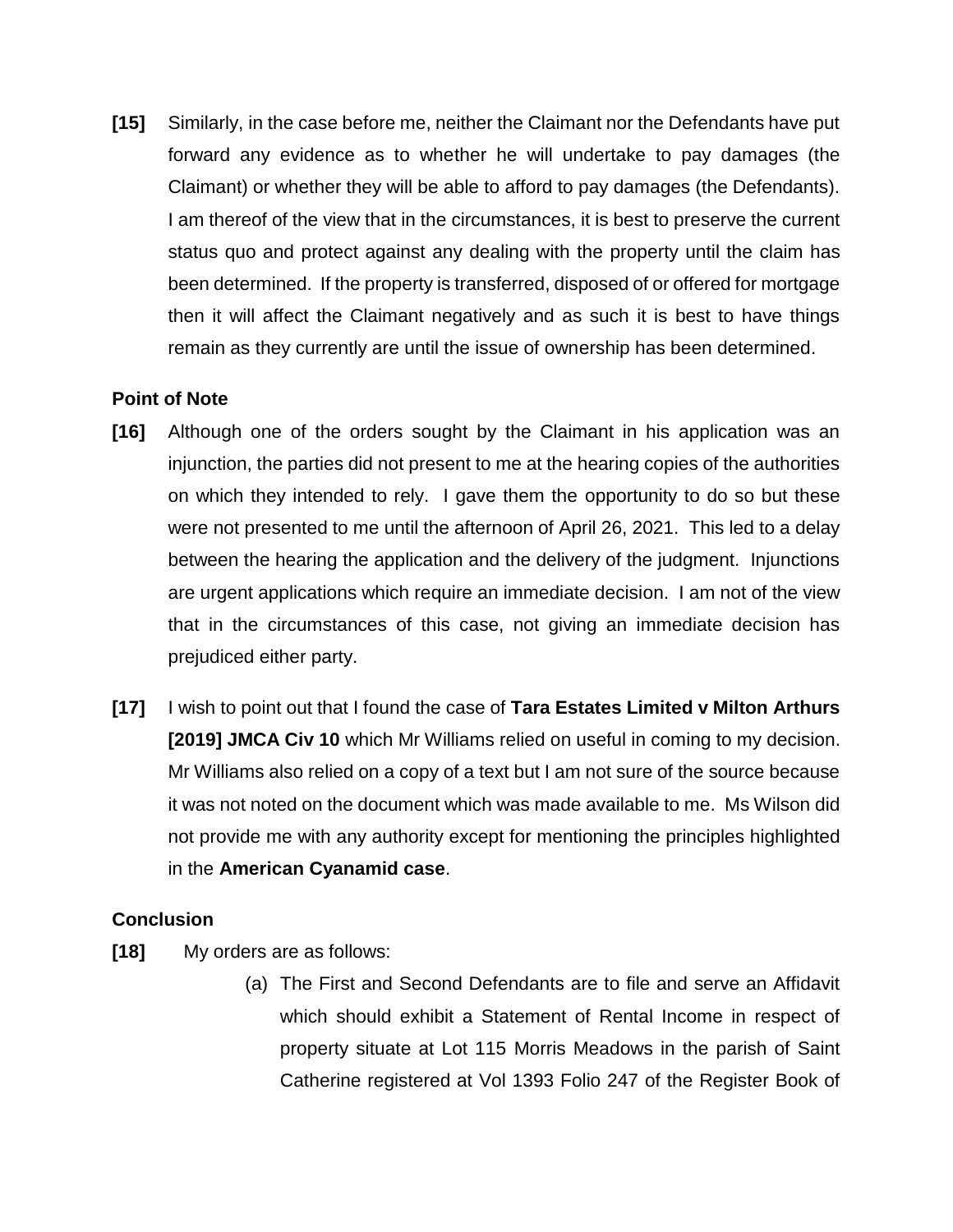**[15]** Similarly, in the case before me, neither the Claimant nor the Defendants have put forward any evidence as to whether he will undertake to pay damages (the Claimant) or whether they will be able to afford to pay damages (the Defendants). I am thereof of the view that in the circumstances, it is best to preserve the current status quo and protect against any dealing with the property until the claim has been determined. If the property is transferred, disposed of or offered for mortgage then it will affect the Claimant negatively and as such it is best to have things remain as they currently are until the issue of ownership has been determined.

### Point of Note

**[16]** Although one of the orders sought by the Claimant in his application was an injunction, the parties did not present to me at the hearing copies of the authorities on which they intended to rely. I gave them the opportunity to do so but these were not presented to me until the afternoon of April 26, 2021. This led to a delay between the hearing the application and the delivery of the judgment. Injunctions are urgent applications which require an immediate decision. I am not of the view that in the circumstances of this case, not giving an immediate decision has prejudiced either party.

**[17]** I wish to point out that I found the case of **Tara Estates Limited v Milton Arthurs [2019] JMCA Civ 10** which Mr Williams relied on useful in coming to my decision. Mr Williams also relied on a copy of a text but I am not sure of the source because it was not noted on the document which was made available to me. Ms Wilson did not provide me with any authority except for mentioning the principles highlighted in the **American Cyanamid case**.

### Conclusion

**[18]** My orders are as follows:

(a) The First and Second Defendants are to file and serve an Affidavit which should exhibit a Statement of Rental Income in respect of property situate at Lot 115 Morris Meadows in the parish of Saint Catherine registered at Vol 1393 Folio 247 of the Register Book of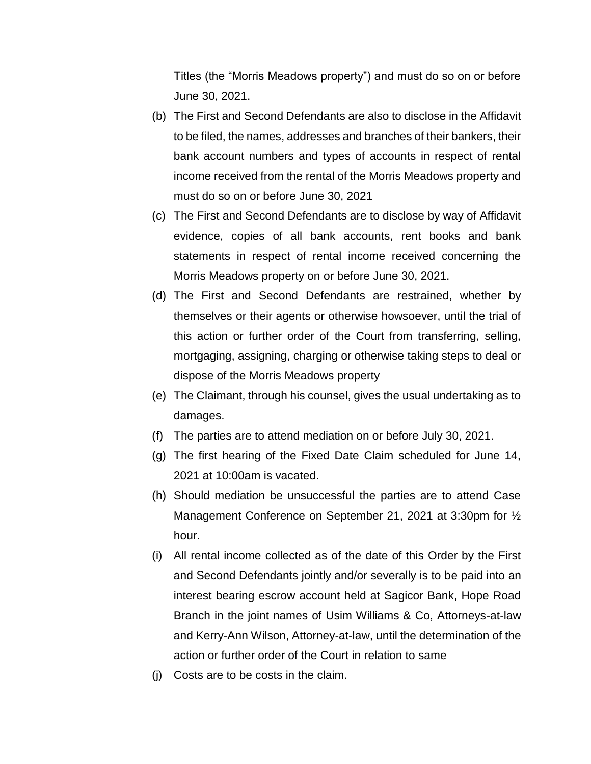Titles (the "Morris Meadows property") and must do so on or before June 30, 2021.

(b) The First and Second Defendants are also to disclose in the Affidavit to be filed, the names, addresses and branches of their bankers, their bank account numbers and types of accounts in respect of rental income received from the rental of the Morris Meadows property and must do so on or before June 30, 2021

(c) The First and Second Defendants are to disclose by way of Affidavit evidence, copies of all bank accounts, rent books and bank statements in respect of rental income received concerning the Morris Meadows property on or before June 30, 2021.

(d) The First and Second Defendants are restrained, whether by themselves or their agents or otherwise howsoever, until the trial of this action or further order of the Court from transferring, selling, mortgaging, assigning, charging or otherwise taking steps to deal or dispose of the Morris Meadows property

(e) The Claimant, through his counsel, gives the usual undertaking as to damages.

(f) The parties are to attend mediation on or before July 30, 2021.

(g) The first hearing of the Fixed Date Claim scheduled for June 14, 2021 at 10:00am is vacated.

(h) Should mediation be unsuccessful the parties are to attend Case Management Conference on September 21, 2021 at 3:30pm for ½ hour.

(i) All rental income collected as of the date of this Order by the First and Second Defendants jointly and/or severally is to be paid into an interest bearing escrow account held at Sagicor Bank, Hope Road Branch in the joint names of Usim Williams & Co, Attorneys-at-law and Kerry-Ann Wilson, Attorney-at-law, until the determination of the action or further order of the Court in relation to same

(j) Costs are to be costs in the claim.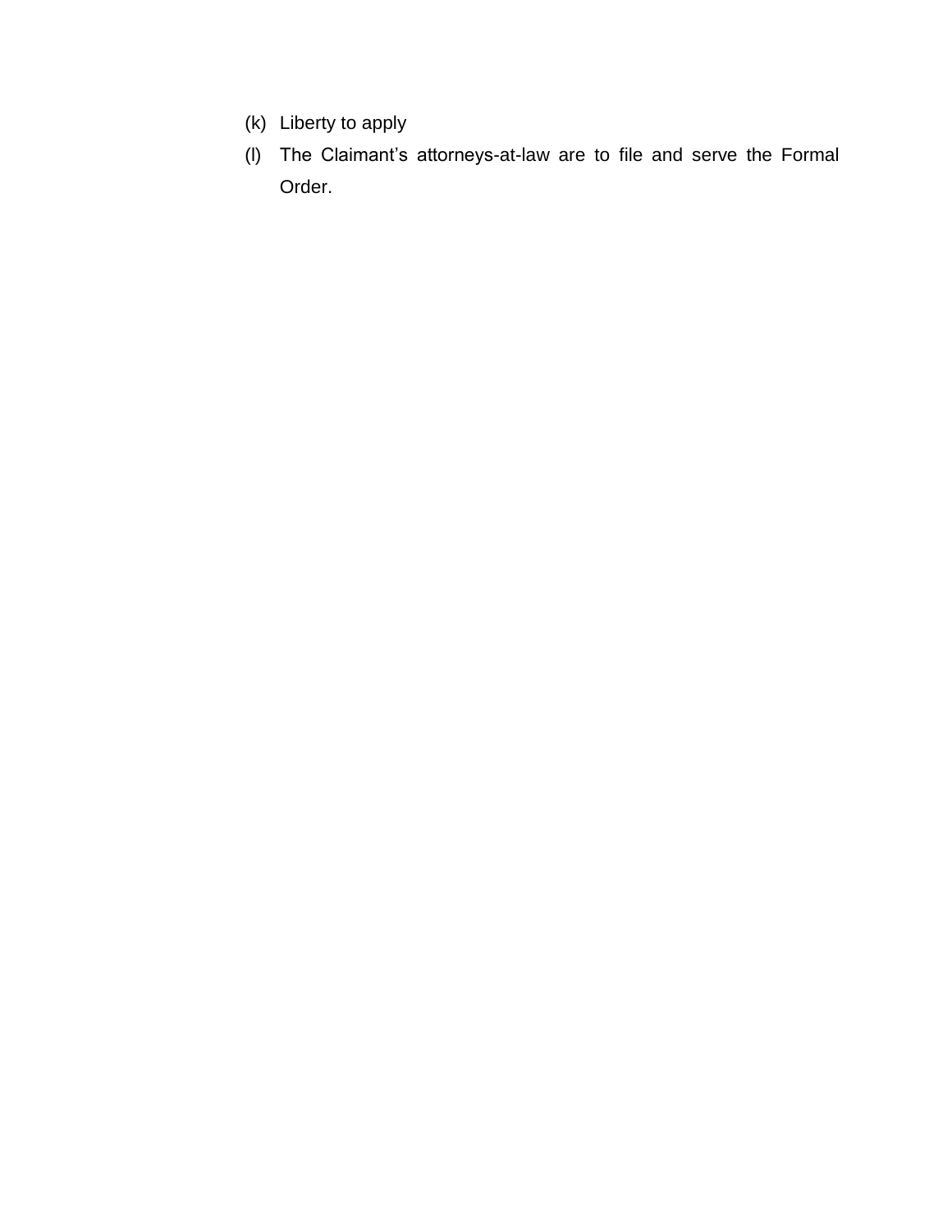(k) Liberty to apply

(l) The Claimant's attorneys-at-law are to file and serve the Formal Order.